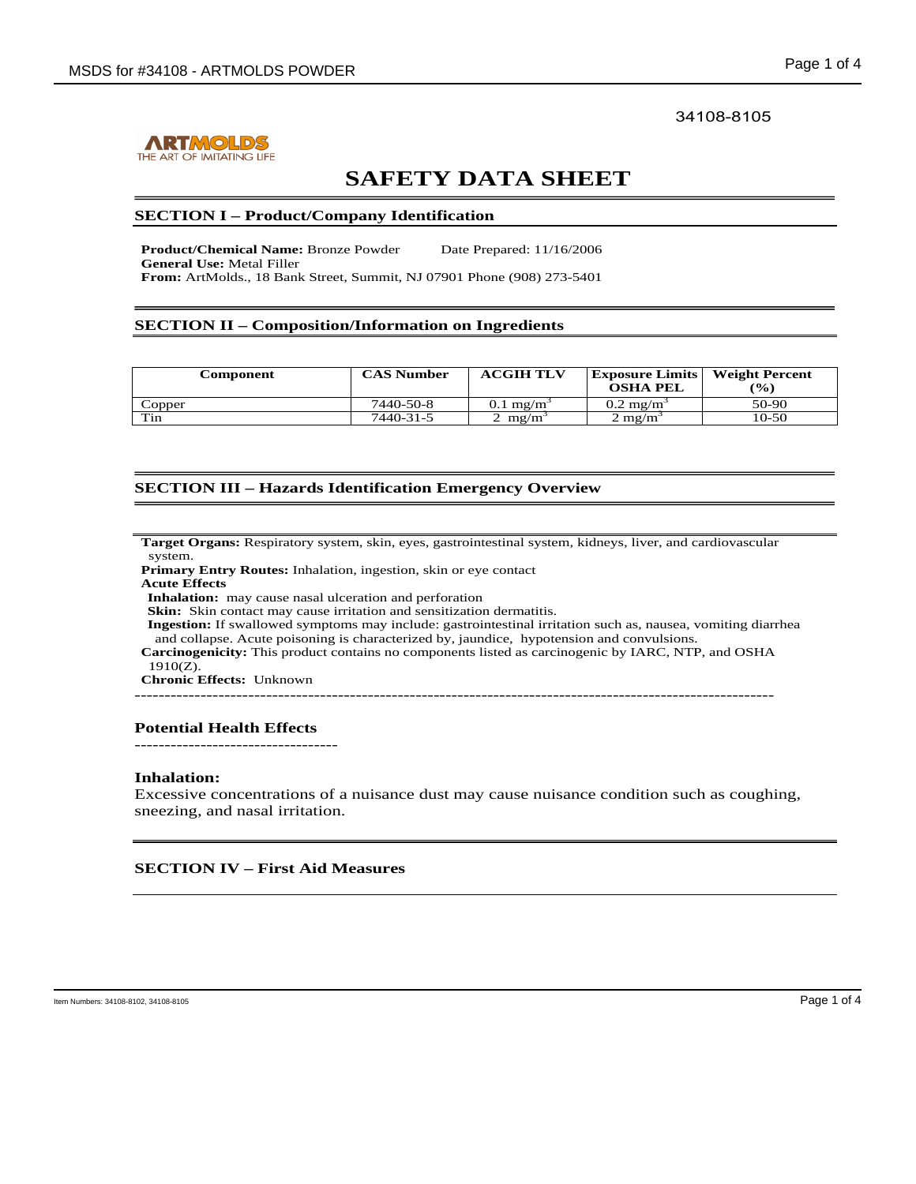34108-8105

ARTMOLDS
THE ART OF IMITATING LIFE

# SAFETY DATA SHEET

## SECTION I – Product/Company Identification

**Product/Chemical Name:** Bronze Powder Date Prepared: 11/16/2006
**General Use:** Metal Filler
**From:** ArtMolds., 18 Bank Street, Summit, NJ 07901 Phone (908) 273-5401

## SECTION II – Composition/Information on Ingredients

| Component | CAS Number | ACGIH TLV | Exposure Limits OSHA PEL | Weight Percent (%) |
|---|---|---|---|---|
| Copper | 7440-50-8 | 0.1 mg/m$^3$ | 0.2 mg/m$^3$ | 50-90 |
| Tin | 7440-31-5 | 2 mg/m$^3$ | 2 mg/m$^3$ | 10-50 |

## SECTION III – Hazards Identification Emergency Overview

**Target Organs:** Respiratory system, skin, eyes, gastrointestinal system, kidneys, liver, and cardiovascular system.
**Primary Entry Routes:** Inhalation, ingestion, skin or eye contact
**Acute Effects**
**Inhalation:** may cause nasal ulceration and perforation
**Skin:** Skin contact may cause irritation and sensitization dermatitis.
**Ingestion:** If swallowed symptoms may include: gastrointestinal irritation such as, nausea, vomiting diarrhea and collapse. Acute poisoning is characterized by, jaundice, hypotension and convulsions.
**Carcinogenicity:** This product contains no components listed as carcinogenic by IARC, NTP, and OSHA 1910(Z).
**Chronic Effects:** Unknown

---

### Potential Health Effects

---

**Inhalation:**
Excessive concentrations of a nuisance dust may cause nuisance condition such as coughing, sneezing, and nasal irritation.

## SECTION IV – First Aid Measures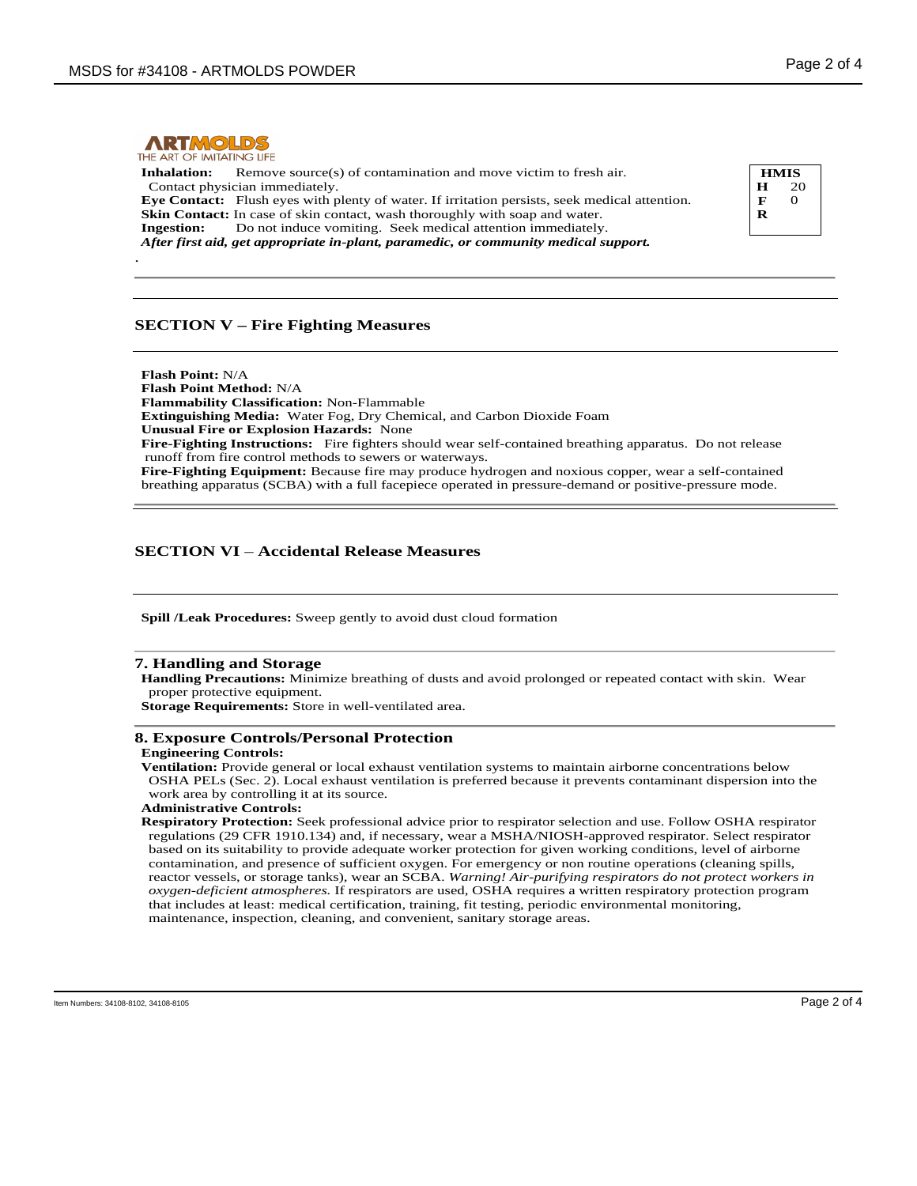**ARTMOLDS**
THE ART OF IMITATING LIFE

**Inhalation:** Remove source(s) of contamination and move victim to fresh air. Contact physician immediately.
**Eye Contact:** Flush eyes with plenty of water. If irritation persists, seek medical attention.
**Skin Contact:** In case of skin contact, wash thoroughly with soap and water.
**Ingestion:** Do not induce vomiting. Seek medical attention immediately.
***After first aid, get appropriate in-plant, paramedic, or community medical support.***

| HMIS | |
|---|---|
| H | 20 |
| F | 0 |
| R | |

.

## SECTION V – Fire Fighting Measures

**Flash Point:** N/A
**Flash Point Method:** N/A
**Flammability Classification:** Non-Flammable
**Extinguishing Media:** Water Fog, Dry Chemical, and Carbon Dioxide Foam
**Unusual Fire or Explosion Hazards:** None
**Fire-Fighting Instructions:** Fire fighters should wear self-contained breathing apparatus. Do not release runoff from fire control methods to sewers or waterways.
**Fire-Fighting Equipment:** Because fire may produce hydrogen and noxious copper, wear a self-contained breathing apparatus (SCBA) with a full facepiece operated in pressure-demand or positive-pressure mode.

## SECTION VI – Accidental Release Measures

**Spill /Leak Procedures:** Sweep gently to avoid dust cloud formation

## 7. Handling and Storage

**Handling Precautions:** Minimize breathing of dusts and avoid prolonged or repeated contact with skin. Wear proper protective equipment.
**Storage Requirements:** Store in well-ventilated area.

## 8. Exposure Controls/Personal Protection

**Engineering Controls:**
**Ventilation:** Provide general or local exhaust ventilation systems to maintain airborne concentrations below OSHA PELs (Sec. 2). Local exhaust ventilation is preferred because it prevents contaminant dispersion into the work area by controlling it at its source.
**Administrative Controls:**
**Respiratory Protection:** Seek professional advice prior to respirator selection and use. Follow OSHA respirator regulations (29 CFR 1910.134) and, if necessary, wear a MSHA/NIOSH-approved respirator. Select respirator based on its suitability to provide adequate worker protection for given working conditions, level of airborne contamination, and presence of sufficient oxygen. For emergency or non routine operations (cleaning spills, reactor vessels, or storage tanks), wear an SCBA. *Warning! Air-purifying respirators do not protect workers in oxygen-deficient atmospheres.* If respirators are used, OSHA requires a written respiratory protection program that includes at least: medical certification, training, fit testing, periodic environmental monitoring, maintenance, inspection, cleaning, and convenient, sanitary storage areas.

Item Numbers: 34108-8102, 34108-8105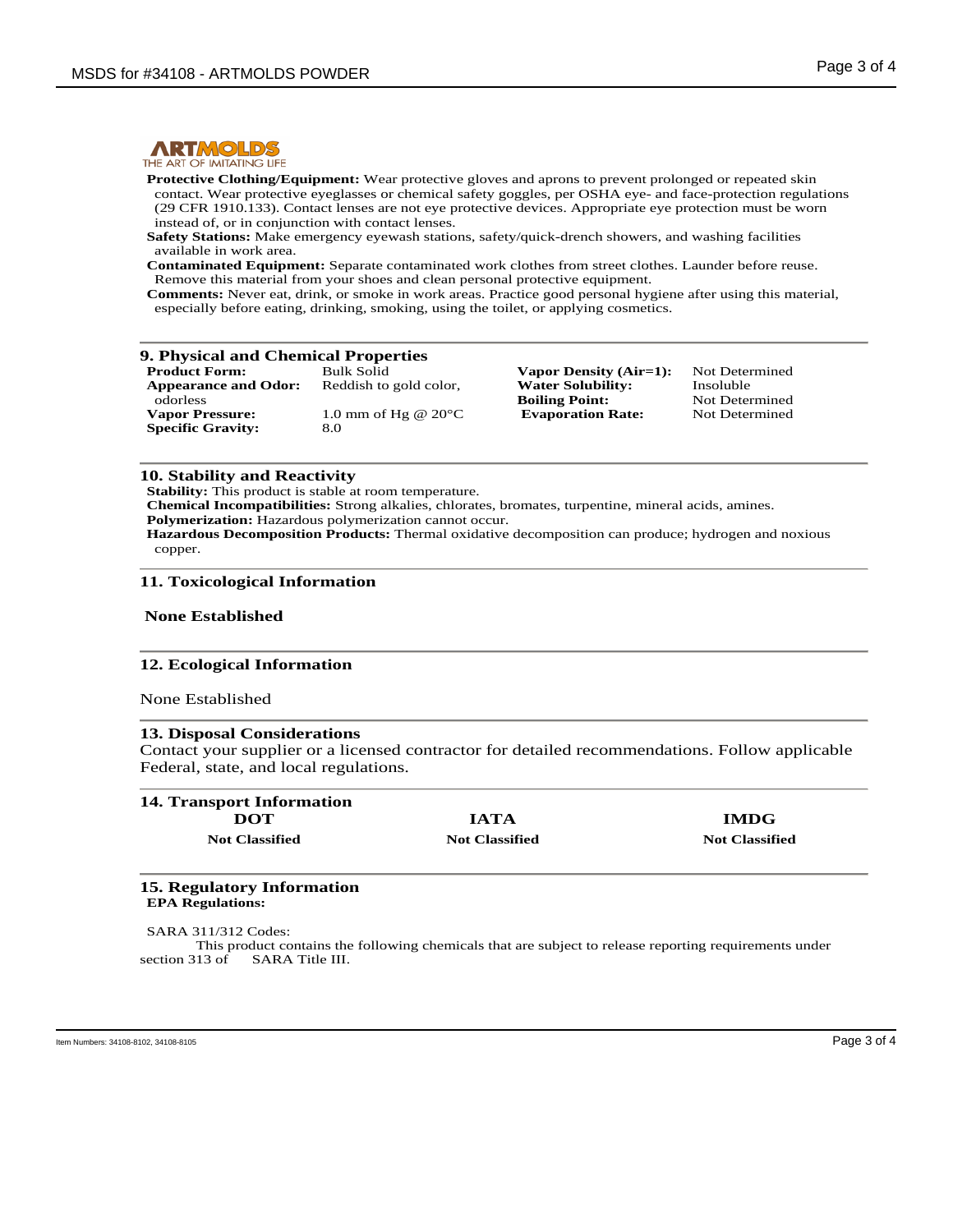**ARTMOLDS**
THE ART OF IMITATING LIFE

**Protective Clothing/Equipment:** Wear protective gloves and aprons to prevent prolonged or repeated skin contact. Wear protective eyeglasses or chemical safety goggles, per OSHA eye- and face-protection regulations (29 CFR 1910.133). Contact lenses are not eye protective devices. Appropriate eye protection must be worn instead of, or in conjunction with contact lenses.

**Safety Stations:** Make emergency eyewash stations, safety/quick-drench showers, and washing facilities available in work area.

**Contaminated Equipment:** Separate contaminated work clothes from street clothes. Launder before reuse. Remove this material from your shoes and clean personal protective equipment.

**Comments:** Never eat, drink, or smoke in work areas. Practice good personal hygiene after using this material, especially before eating, drinking, smoking, using the toilet, or applying cosmetics.

## 9. Physical and Chemical Properties

| | | | |
|---|---|---|---|
| **Product Form:** | Bulk Solid | **Vapor Density (Air=1):** | Not Determined |
| **Appearance and Odor:** | Reddish to gold color, odorless | **Water Solubility:** | Insoluble |
| **Vapor Pressure:** | 1.0 mm of Hg @ 20°C | **Boiling Point:** | Not Determined |
| **Specific Gravity:** | 8.0 | **Evaporation Rate:** | Not Determined |

## 10. Stability and Reactivity

**Stability:** This product is stable at room temperature.

**Chemical Incompatibilities:** Strong alkalies, chlorates, bromates, turpentine, mineral acids, amines.

**Polymerization:** Hazardous polymerization cannot occur.

**Hazardous Decomposition Products:** Thermal oxidative decomposition can produce; hydrogen and noxious copper.

## 11. Toxicological Information

**None Established**

## 12. Ecological Information

None Established

## 13. Disposal Considerations

Contact your supplier or a licensed contractor for detailed recommendations. Follow applicable Federal, state, and local regulations.

## 14. Transport Information

| DOT | IATA | IMDG |
|---|---|---|
| **Not Classified** | **Not Classified** | **Not Classified** |

## 15. Regulatory Information

**EPA Regulations:**

SARA 311/312 Codes:

This product contains the following chemicals that are subject to release reporting requirements under section 313 of SARA Title III.

Item Numbers: 34108-8102, 34108-8105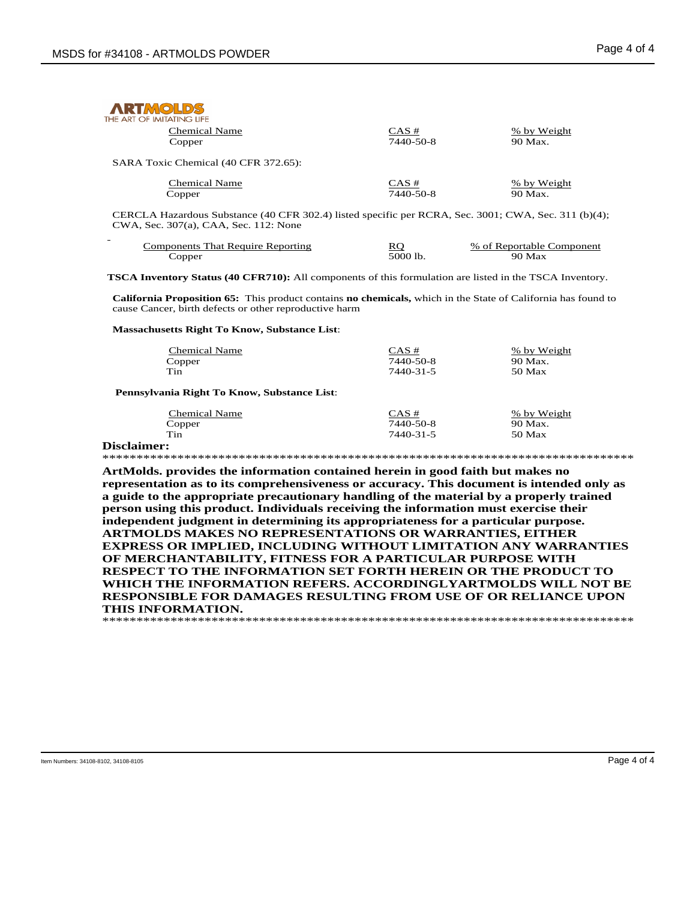ARTMOLDS
THE ART OF IMITATING LIFE

| Chemical Name | CAS # | % by Weight |
| --- | --- | --- |
| Copper | 7440-50-8 | 90 Max. |

SARA Toxic Chemical (40 CFR 372.65):

| Chemical Name | CAS # | % by Weight |
| --- | --- | --- |
| Copper | 7440-50-8 | 90 Max. |

CERCLA Hazardous Substance (40 CFR 302.4) listed specific per RCRA, Sec. 3001; CWA, Sec. 311 (b)(4); CWA, Sec. 307(a), CAA, Sec. 112: None

| Components That Require Reporting | RQ | % of Reportable Component |
| --- | --- | --- |
| Copper | 5000 lb. | 90 Max |

**TSCA Inventory Status (40 CFR710):** All components of this formulation are listed in the TSCA Inventory.

**California Proposition 65:** This product contains **no chemicals,** which in the State of California has found to cause Cancer, birth defects or other reproductive harm

**Massachusetts Right To Know, Substance List**:

| Chemical Name | CAS # | % by Weight |
| --- | --- | --- |
| Copper | 7440-50-8 | 90 Max. |
| Tin | 7440-31-5 | 50 Max |

**Pennsylvania Right To Know, Substance List**:

| Chemical Name | CAS # | % by Weight |
| --- | --- | --- |
| Copper | 7440-50-8 | 90 Max. |
| Tin | 7440-31-5 | 50 Max |

**Disclaimer:**

*********************************************************************************

**ArtMolds. provides the information contained herein in good faith but makes no representation as to its comprehensiveness or accuracy. This document is intended only as a guide to the appropriate precautionary handling of the material by a properly trained person using this product. Individuals receiving the information must exercise their independent judgment in determining its appropriateness for a particular purpose. ARTMOLDS MAKES NO REPRESENTATIONS OR WARRANTIES, EITHER EXPRESS OR IMPLIED, INCLUDING WITHOUT LIMITATION ANY WARRANTIES OF MERCHANTABILITY, FITNESS FOR A PARTICULAR PURPOSE WITH RESPECT TO THE INFORMATION SET FORTH HEREIN OR THE PRODUCT TO WHICH THE INFORMATION REFERS. ACCORDINGLYARTMOLDS WILL NOT BE RESPONSIBLE FOR DAMAGES RESULTING FROM USE OF OR RELIANCE UPON THIS INFORMATION.**

*********************************************************************************

Item Numbers: 34108-8102, 34108-8105